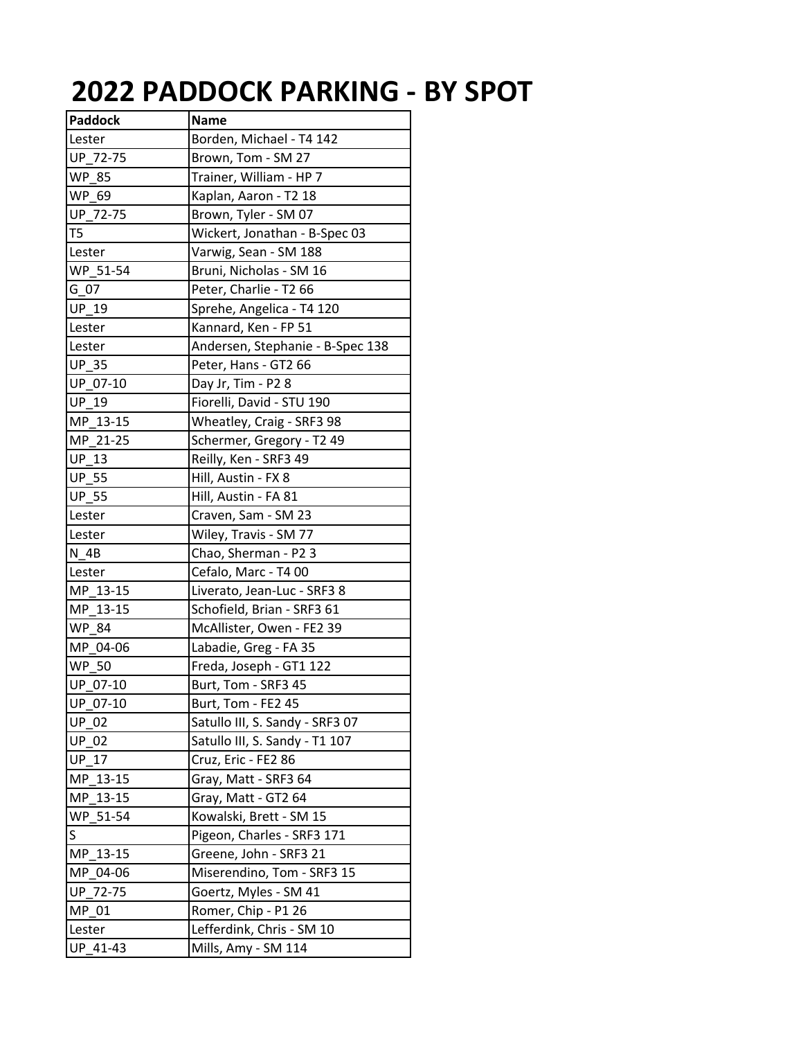# 2022 PADDOCK PARKING - BY SPOT

| Paddock | Name |
|---|---|
| Lester | Borden, Michael - T4 142 |
| UP_72-75 | Brown, Tom - SM 27 |
| WP_85 | Trainer, William - HP 7 |
| WP_69 | Kaplan, Aaron - T2 18 |
| UP_72-75 | Brown, Tyler - SM 07 |
| T5 | Wickert, Jonathan - B-Spec 03 |
| Lester | Varwig, Sean - SM 188 |
| WP_51-54 | Bruni, Nicholas - SM 16 |
| G_07 | Peter, Charlie - T2 66 |
| UP_19 | Sprehe, Angelica - T4 120 |
| Lester | Kannard, Ken - FP 51 |
| Lester | Andersen, Stephanie - B-Spec 138 |
| UP_35 | Peter, Hans - GT2 66 |
| UP_07-10 | Day Jr, Tim - P2 8 |
| UP_19 | Fiorelli, David - STU 190 |
| MP_13-15 | Wheatley, Craig - SRF3 98 |
| MP_21-25 | Schermer, Gregory - T2 49 |
| UP_13 | Reilly, Ken - SRF3 49 |
| UP_55 | Hill, Austin - FX 8 |
| UP_55 | Hill, Austin - FA 81 |
| Lester | Craven, Sam - SM 23 |
| Lester | Wiley, Travis - SM 77 |
| N_4B | Chao, Sherman - P2 3 |
| Lester | Cefalo, Marc - T4 00 |
| MP_13-15 | Liverato, Jean-Luc - SRF3 8 |
| MP_13-15 | Schofield, Brian - SRF3 61 |
| WP_84 | McAllister, Owen - FE2 39 |
| MP_04-06 | Labadie, Greg - FA 35 |
| WP_50 | Freda, Joseph - GT1 122 |
| UP_07-10 | Burt, Tom - SRF3 45 |
| UP_07-10 | Burt, Tom - FE2 45 |
| UP_02 | Satullo III, S. Sandy - SRF3 07 |
| UP_02 | Satullo III, S. Sandy - T1 107 |
| UP_17 | Cruz, Eric - FE2 86 |
| MP_13-15 | Gray, Matt - SRF3 64 |
| MP_13-15 | Gray, Matt - GT2 64 |
| WP_51-54 | Kowalski, Brett - SM 15 |
| S | Pigeon, Charles - SRF3 171 |
| MP_13-15 | Greene, John - SRF3 21 |
| MP_04-06 | Miserendino, Tom - SRF3 15 |
| UP_72-75 | Goertz, Myles - SM 41 |
| MP_01 | Romer, Chip - P1 26 |
| Lester | Lefferdink, Chris - SM 10 |
| UP_41-43 | Mills, Amy - SM 114 |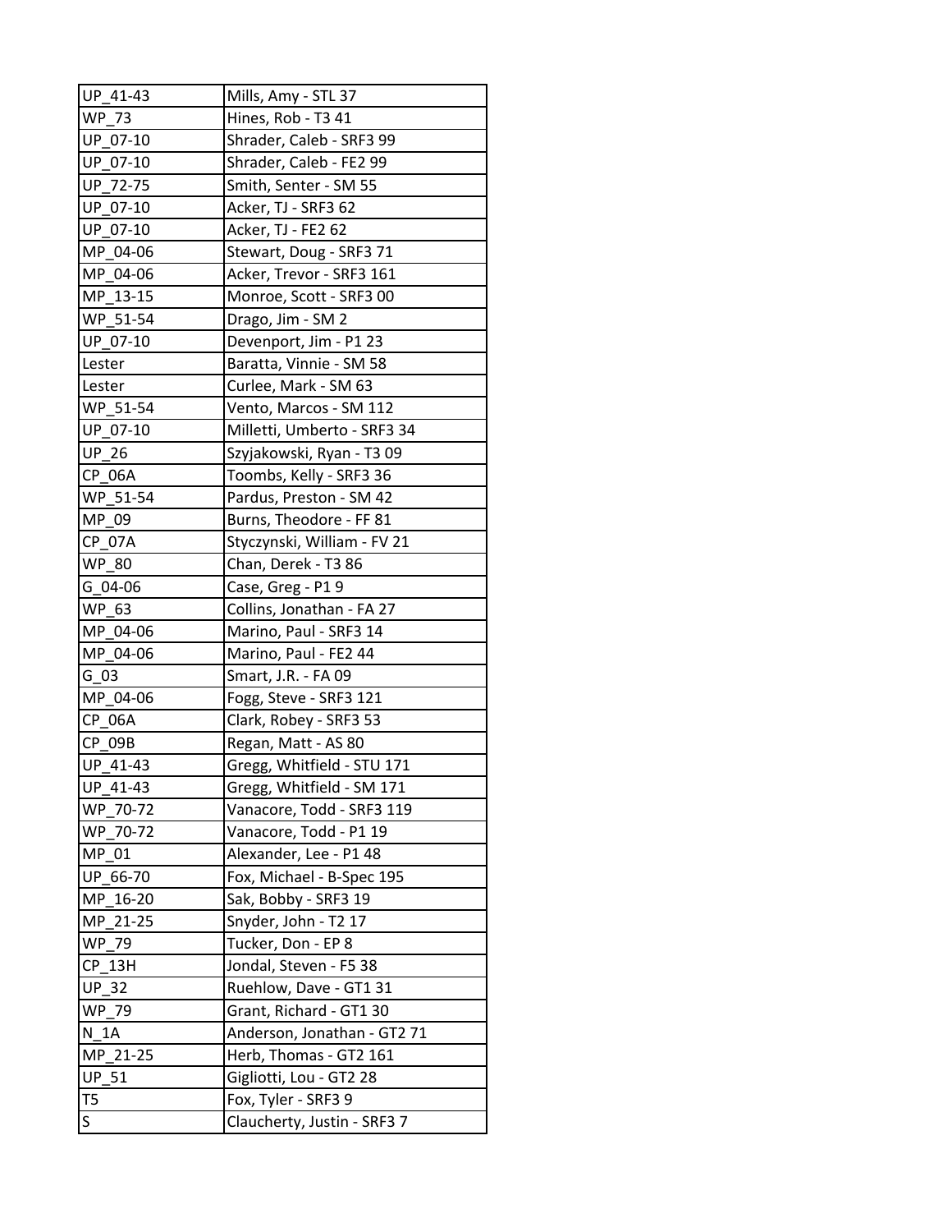| | |
|---|---|
| UP_41-43 | Mills, Amy - STL 37 |
| WP_73 | Hines, Rob - T3 41 |
| UP_07-10 | Shrader, Caleb - SRF3 99 |
| UP_07-10 | Shrader, Caleb - FE2 99 |
| UP_72-75 | Smith, Senter - SM 55 |
| UP_07-10 | Acker, TJ - SRF3 62 |
| UP_07-10 | Acker, TJ - FE2 62 |
| MP_04-06 | Stewart, Doug - SRF3 71 |
| MP_04-06 | Acker, Trevor - SRF3 161 |
| MP_13-15 | Monroe, Scott - SRF3 00 |
| WP_51-54 | Drago, Jim - SM 2 |
| UP_07-10 | Devenport, Jim - P1 23 |
| Lester | Baratta, Vinnie - SM 58 |
| Lester | Curlee, Mark - SM 63 |
| WP_51-54 | Vento, Marcos - SM 112 |
| UP_07-10 | Milletti, Umberto - SRF3 34 |
| UP_26 | Szyjakowski, Ryan - T3 09 |
| CP_06A | Toombs, Kelly - SRF3 36 |
| WP_51-54 | Pardus, Preston - SM 42 |
| MP_09 | Burns, Theodore - FF 81 |
| CP_07A | Styczynski, William - FV 21 |
| WP_80 | Chan, Derek - T3 86 |
| G_04-06 | Case, Greg - P1 9 |
| WP_63 | Collins, Jonathan - FA 27 |
| MP_04-06 | Marino, Paul - SRF3 14 |
| MP_04-06 | Marino, Paul - FE2 44 |
| G_03 | Smart, J.R. - FA 09 |
| MP_04-06 | Fogg, Steve - SRF3 121 |
| CP_06A | Clark, Robey - SRF3 53 |
| CP_09B | Regan, Matt - AS 80 |
| UP_41-43 | Gregg, Whitfield - STU 171 |
| UP_41-43 | Gregg, Whitfield - SM 171 |
| WP_70-72 | Vanacore, Todd - SRF3 119 |
| WP_70-72 | Vanacore, Todd - P1 19 |
| MP_01 | Alexander, Lee - P1 48 |
| UP_66-70 | Fox, Michael - B-Spec 195 |
| MP_16-20 | Sak, Bobby - SRF3 19 |
| MP_21-25 | Snyder, John - T2 17 |
| WP_79 | Tucker, Don - EP 8 |
| CP_13H | Jondal, Steven - F5 38 |
| UP_32 | Ruehlow, Dave - GT1 31 |
| WP_79 | Grant, Richard - GT1 30 |
| N_1A | Anderson, Jonathan - GT2 71 |
| MP_21-25 | Herb, Thomas - GT2 161 |
| UP_51 | Gigliotti, Lou - GT2 28 |
| T5 | Fox, Tyler - SRF3 9 |
| S | Claucherty, Justin - SRF3 7 |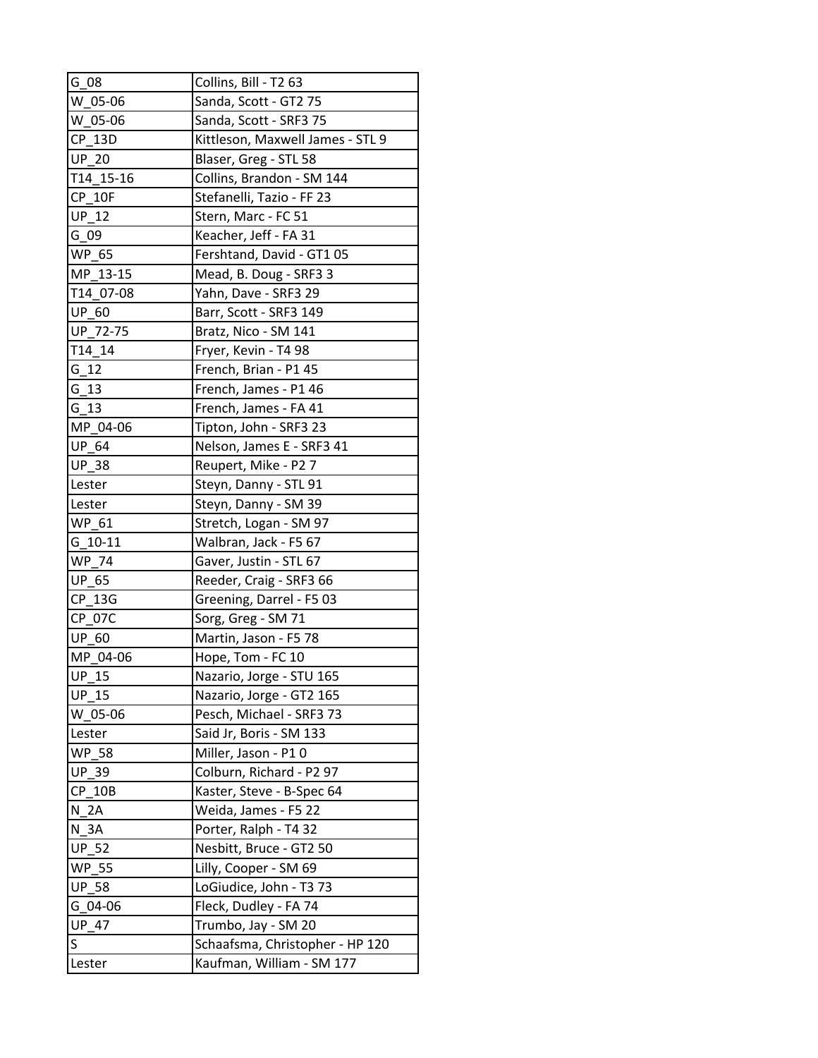| G_08 | Collins, Bill - T2 63 |
|---|---|
| W_05-06 | Sanda, Scott - GT2 75 |
| W_05-06 | Sanda, Scott - SRF3 75 |
| CP_13D | Kittleson, Maxwell James - STL 9 |
| UP_20 | Blaser, Greg - STL 58 |
| T14_15-16 | Collins, Brandon - SM 144 |
| CP_10F | Stefanelli, Tazio - FF 23 |
| UP_12 | Stern, Marc - FC 51 |
| G_09 | Keacher, Jeff - FA 31 |
| WP_65 | Fershtand, David - GT1 05 |
| MP_13-15 | Mead, B. Doug - SRF3 3 |
| T14_07-08 | Yahn, Dave - SRF3 29 |
| UP_60 | Barr, Scott - SRF3 149 |
| UP_72-75 | Bratz, Nico - SM 141 |
| T14_14 | Fryer, Kevin - T4 98 |
| G_12 | French, Brian - P1 45 |
| G_13 | French, James - P1 46 |
| G_13 | French, James - FA 41 |
| MP_04-06 | Tipton, John - SRF3 23 |
| UP_64 | Nelson, James E - SRF3 41 |
| UP_38 | Reupert, Mike - P2 7 |
| Lester | Steyn, Danny - STL 91 |
| Lester | Steyn, Danny - SM 39 |
| WP_61 | Stretch, Logan - SM 97 |
| G_10-11 | Walbran, Jack - F5 67 |
| WP_74 | Gaver, Justin - STL 67 |
| UP_65 | Reeder, Craig - SRF3 66 |
| CP_13G | Greening, Darrel - F5 03 |
| CP_07C | Sorg, Greg - SM 71 |
| UP_60 | Martin, Jason - F5 78 |
| MP_04-06 | Hope, Tom - FC 10 |
| UP_15 | Nazario, Jorge - STU 165 |
| UP_15 | Nazario, Jorge - GT2 165 |
| W_05-06 | Pesch, Michael - SRF3 73 |
| Lester | Said Jr, Boris - SM 133 |
| WP_58 | Miller, Jason - P1 0 |
| UP_39 | Colburn, Richard - P2 97 |
| CP_10B | Kaster, Steve - B-Spec 64 |
| N_2A | Weida, James - F5 22 |
| N_3A | Porter, Ralph - T4 32 |
| UP_52 | Nesbitt, Bruce - GT2 50 |
| WP_55 | Lilly, Cooper - SM 69 |
| UP_58 | LoGiudice, John - T3 73 |
| G_04-06 | Fleck, Dudley - FA 74 |
| UP_47 | Trumbo, Jay - SM 20 |
| S | Schaafsma, Christopher - HP 120 |
| Lester | Kaufman, William - SM 177 |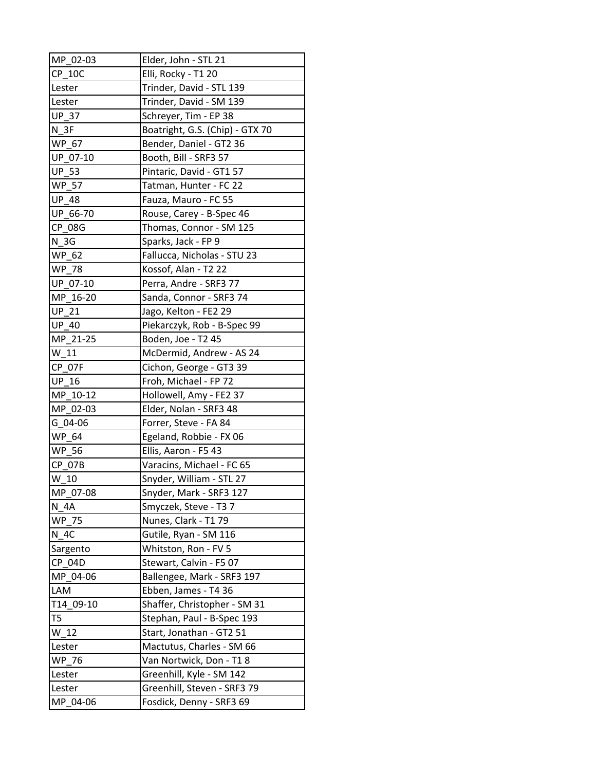| MP_02-03 | Elder, John - STL 21 |
|---|---|
| CP_10C | Elli, Rocky - T1 20 |
| Lester | Trinder, David - STL 139 |
| Lester | Trinder, David - SM 139 |
| UP_37 | Schreyer, Tim - EP 38 |
| N_3F | Boatright, G.S. (Chip) - GTX 70 |
| WP_67 | Bender, Daniel - GT2 36 |
| UP_07-10 | Booth, Bill - SRF3 57 |
| UP_53 | Pintaric, David - GT1 57 |
| WP_57 | Tatman, Hunter - FC 22 |
| UP_48 | Fauza, Mauro - FC 55 |
| UP_66-70 | Rouse, Carey - B-Spec 46 |
| CP_08G | Thomas, Connor - SM 125 |
| N_3G | Sparks, Jack - FP 9 |
| WP_62 | Fallucca, Nicholas - STU 23 |
| WP_78 | Kossof, Alan - T2 22 |
| UP_07-10 | Perra, Andre - SRF3 77 |
| MP_16-20 | Sanda, Connor - SRF3 74 |
| UP_21 | Jago, Kelton - FE2 29 |
| UP_40 | Piekarczyk, Rob - B-Spec 99 |
| MP_21-25 | Boden, Joe - T2 45 |
| W_11 | McDermid, Andrew - AS 24 |
| CP_07F | Cichon, George - GT3 39 |
| UP_16 | Froh, Michael - FP 72 |
| MP_10-12 | Hollowell, Amy - FE2 37 |
| MP_02-03 | Elder, Nolan - SRF3 48 |
| G_04-06 | Forrer, Steve - FA 84 |
| WP_64 | Egeland, Robbie - FX 06 |
| WP_56 | Ellis, Aaron - F5 43 |
| CP_07B | Varacins, Michael - FC 65 |
| W_10 | Snyder, William - STL 27 |
| MP_07-08 | Snyder, Mark - SRF3 127 |
| N_4A | Smyczek, Steve - T3 7 |
| WP_75 | Nunes, Clark - T1 79 |
| N_4C | Gutile, Ryan - SM 116 |
| Sargento | Whitston, Ron - FV 5 |
| CP_04D | Stewart, Calvin - F5 07 |
| MP_04-06 | Ballengee, Mark - SRF3 197 |
| LAM | Ebben, James - T4 36 |
| T14_09-10 | Shaffer, Christopher - SM 31 |
| T5 | Stephan, Paul - B-Spec 193 |
| W_12 | Start, Jonathan - GT2 51 |
| Lester | Mactutus, Charles - SM 66 |
| WP_76 | Van Nortwick, Don - T1 8 |
| Lester | Greenhill, Kyle - SM 142 |
| Lester | Greenhill, Steven - SRF3 79 |
| MP_04-06 | Fosdick, Denny - SRF3 69 |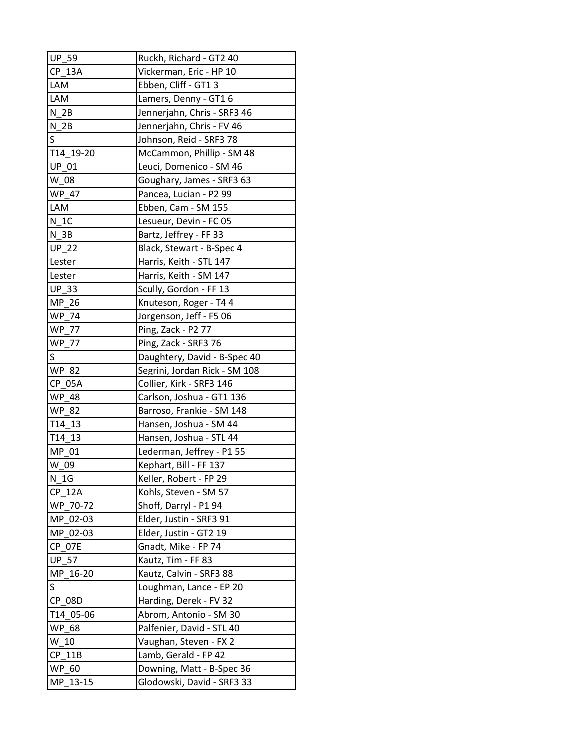| UP_59 | Ruckh, Richard - GT2 40 |
|---|---|
| CP_13A | Vickerman, Eric - HP 10 |
| LAM | Ebben, Cliff - GT1 3 |
| LAM | Lamers, Denny - GT1 6 |
| N_2B | Jennerjahn, Chris - SRF3 46 |
| N_2B | Jennerjahn, Chris - FV 46 |
| S | Johnson, Reid - SRF3 78 |
| T14_19-20 | McCammon, Phillip - SM 48 |
| UP_01 | Leuci, Domenico - SM 46 |
| W_08 | Goughary, James - SRF3 63 |
| WP_47 | Pancea, Lucian - P2 99 |
| LAM | Ebben, Cam - SM 155 |
| N_1C | Lesueur, Devin - FC 05 |
| N_3B | Bartz, Jeffrey - FF 33 |
| UP_22 | Black, Stewart - B-Spec 4 |
| Lester | Harris, Keith - STL 147 |
| Lester | Harris, Keith - SM 147 |
| UP_33 | Scully, Gordon - FF 13 |
| MP_26 | Knuteson, Roger - T4 4 |
| WP_74 | Jorgenson, Jeff - F5 06 |
| WP_77 | Ping, Zack - P2 77 |
| WP_77 | Ping, Zack - SRF3 76 |
| S | Daughtery, David - B-Spec 40 |
| WP_82 | Segrini, Jordan Rick - SM 108 |
| CP_05A | Collier, Kirk - SRF3 146 |
| WP_48 | Carlson, Joshua - GT1 136 |
| WP_82 | Barroso, Frankie - SM 148 |
| T14_13 | Hansen, Joshua - SM 44 |
| T14_13 | Hansen, Joshua - STL 44 |
| MP_01 | Lederman, Jeffrey - P1 55 |
| W_09 | Kephart, Bill - FF 137 |
| N_1G | Keller, Robert - FP 29 |
| CP_12A | Kohls, Steven - SM 57 |
| WP_70-72 | Shoff, Darryl - P1 94 |
| MP_02-03 | Elder, Justin - SRF3 91 |
| MP_02-03 | Elder, Justin - GT2 19 |
| CP_07E | Gnadt, Mike - FP 74 |
| UP_57 | Kautz, Tim - FF 83 |
| MP_16-20 | Kautz, Calvin - SRF3 88 |
| S | Loughman, Lance - EP 20 |
| CP_08D | Harding, Derek - FV 32 |
| T14_05-06 | Abrom, Antonio - SM 30 |
| WP_68 | Palfenier, David - STL 40 |
| W_10 | Vaughan, Steven - FX 2 |
| CP_11B | Lamb, Gerald - FP 42 |
| WP_60 | Downing, Matt - B-Spec 36 |
| MP_13-15 | Glodowski, David - SRF3 33 |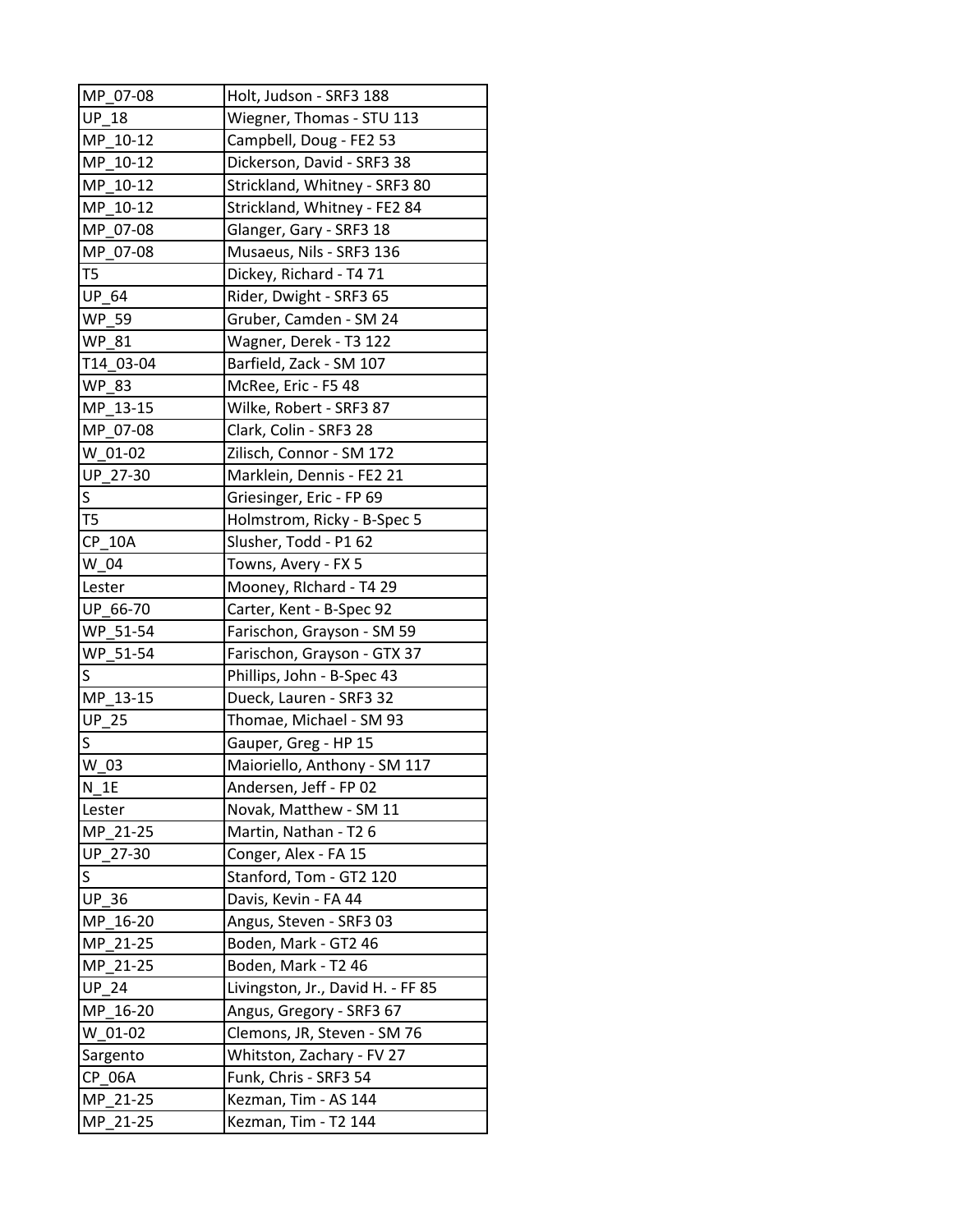| | |
|---|---|
| MP_07-08 | Holt, Judson - SRF3 188 |
| UP_18 | Wiegner, Thomas - STU 113 |
| MP_10-12 | Campbell, Doug - FE2 53 |
| MP_10-12 | Dickerson, David - SRF3 38 |
| MP_10-12 | Strickland, Whitney - SRF3 80 |
| MP_10-12 | Strickland, Whitney - FE2 84 |
| MP_07-08 | Glanger, Gary - SRF3 18 |
| MP_07-08 | Musaeus, Nils - SRF3 136 |
| T5 | Dickey, Richard - T4 71 |
| UP_64 | Rider, Dwight - SRF3 65 |
| WP_59 | Gruber, Camden - SM 24 |
| WP_81 | Wagner, Derek - T3 122 |
| T14_03-04 | Barfield, Zack - SM 107 |
| WP_83 | McRee, Eric - F5 48 |
| MP_13-15 | Wilke, Robert - SRF3 87 |
| MP_07-08 | Clark, Colin - SRF3 28 |
| W_01-02 | Zilisch, Connor - SM 172 |
| UP_27-30 | Marklein, Dennis - FE2 21 |
| S | Griesinger, Eric - FP 69 |
| T5 | Holmstrom, Ricky - B-Spec 5 |
| CP_10A | Slusher, Todd - P1 62 |
| W_04 | Towns, Avery - FX 5 |
| Lester | Mooney, RIchard - T4 29 |
| UP_66-70 | Carter, Kent - B-Spec 92 |
| WP_51-54 | Farischon, Grayson - SM 59 |
| WP_51-54 | Farischon, Grayson - GTX 37 |
| S | Phillips, John - B-Spec 43 |
| MP_13-15 | Dueck, Lauren - SRF3 32 |
| UP_25 | Thomae, Michael - SM 93 |
| S | Gauper, Greg - HP 15 |
| W_03 | Maioriello, Anthony - SM 117 |
| N_1E | Andersen, Jeff - FP 02 |
| Lester | Novak, Matthew - SM 11 |
| MP_21-25 | Martin, Nathan - T2 6 |
| UP_27-30 | Conger, Alex - FA 15 |
| S | Stanford, Tom - GT2 120 |
| UP_36 | Davis, Kevin - FA 44 |
| MP_16-20 | Angus, Steven - SRF3 03 |
| MP_21-25 | Boden, Mark - GT2 46 |
| MP_21-25 | Boden, Mark - T2 46 |
| UP_24 | Livingston, Jr., David H. - FF 85 |
| MP_16-20 | Angus, Gregory - SRF3 67 |
| W_01-02 | Clemons, JR, Steven - SM 76 |
| Sargento | Whitston, Zachary - FV 27 |
| CP_06A | Funk, Chris - SRF3 54 |
| MP_21-25 | Kezman, Tim - AS 144 |
| MP_21-25 | Kezman, Tim - T2 144 |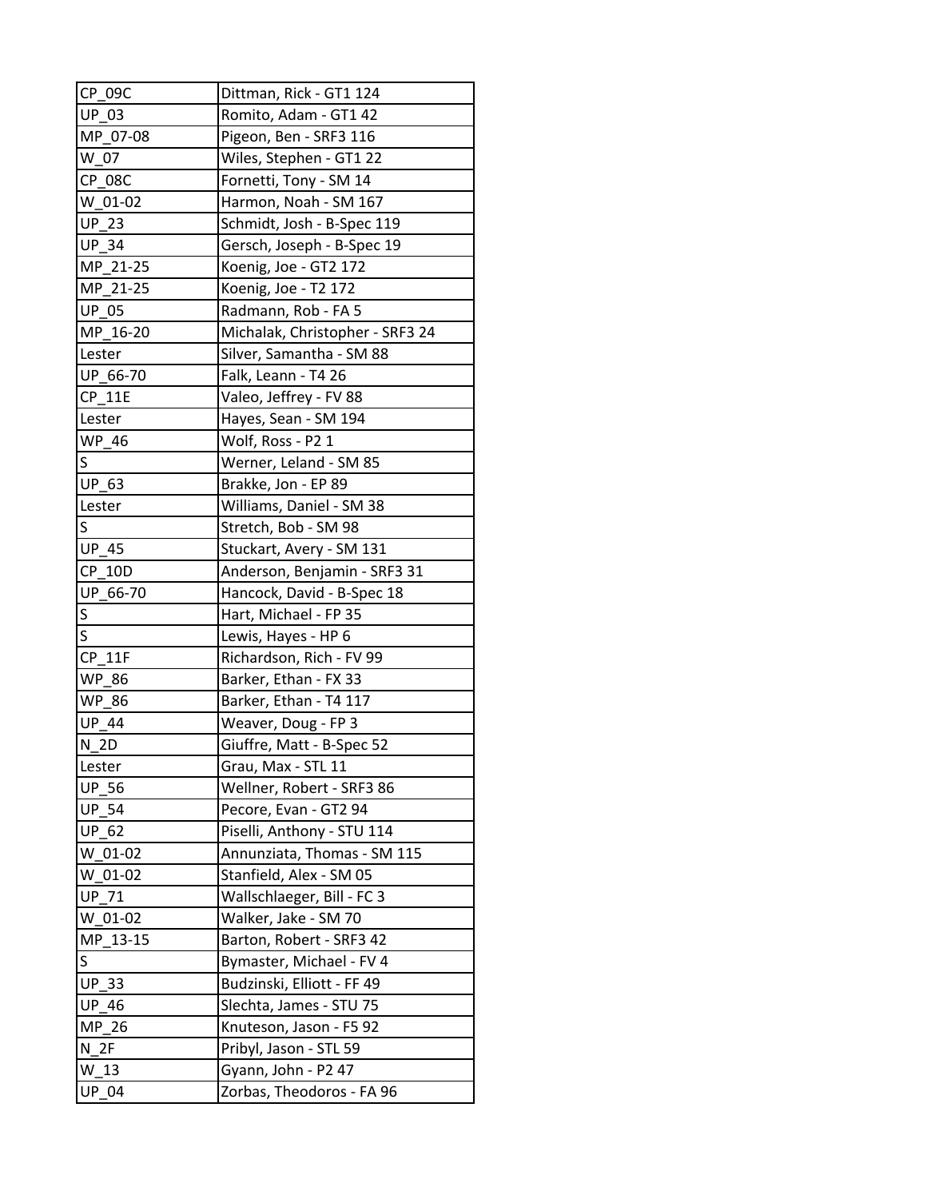| | |
|---|---|
| CP_09C | Dittman, Rick - GT1 124 |
| UP_03 | Romito, Adam - GT1 42 |
| MP_07-08 | Pigeon, Ben - SRF3 116 |
| W_07 | Wiles, Stephen - GT1 22 |
| CP_08C | Fornetti, Tony - SM 14 |
| W_01-02 | Harmon, Noah - SM 167 |
| UP_23 | Schmidt, Josh - B-Spec 119 |
| UP_34 | Gersch, Joseph - B-Spec 19 |
| MP_21-25 | Koenig, Joe - GT2 172 |
| MP_21-25 | Koenig, Joe - T2 172 |
| UP_05 | Radmann, Rob - FA 5 |
| MP_16-20 | Michalak, Christopher - SRF3 24 |
| Lester | Silver, Samantha - SM 88 |
| UP_66-70 | Falk, Leann - T4 26 |
| CP_11E | Valeo, Jeffrey - FV 88 |
| Lester | Hayes, Sean - SM 194 |
| WP_46 | Wolf, Ross - P2 1 |
| S | Werner, Leland - SM 85 |
| UP_63 | Brakke, Jon - EP 89 |
| Lester | Williams, Daniel - SM 38 |
| S | Stretch, Bob - SM 98 |
| UP_45 | Stuckart, Avery - SM 131 |
| CP_10D | Anderson, Benjamin - SRF3 31 |
| UP_66-70 | Hancock, David - B-Spec 18 |
| S | Hart, Michael - FP 35 |
| S | Lewis, Hayes - HP 6 |
| CP_11F | Richardson, Rich - FV 99 |
| WP_86 | Barker, Ethan - FX 33 |
| WP_86 | Barker, Ethan - T4 117 |
| UP_44 | Weaver, Doug - FP 3 |
| N_2D | Giuffre, Matt - B-Spec 52 |
| Lester | Grau, Max - STL 11 |
| UP_56 | Wellner, Robert - SRF3 86 |
| UP_54 | Pecore, Evan - GT2 94 |
| UP_62 | Piselli, Anthony - STU 114 |
| W_01-02 | Annunziata, Thomas - SM 115 |
| W_01-02 | Stanfield, Alex - SM 05 |
| UP_71 | Wallschlaeger, Bill - FC 3 |
| W_01-02 | Walker, Jake - SM 70 |
| MP_13-15 | Barton, Robert - SRF3 42 |
| S | Bymaster, Michael - FV 4 |
| UP_33 | Budzinski, Elliott - FF 49 |
| UP_46 | Slechta, James - STU 75 |
| MP_26 | Knuteson, Jason - F5 92 |
| N_2F | Pribyl, Jason - STL 59 |
| W_13 | Gyann, John - P2 47 |
| UP_04 | Zorbas, Theodoros - FA 96 |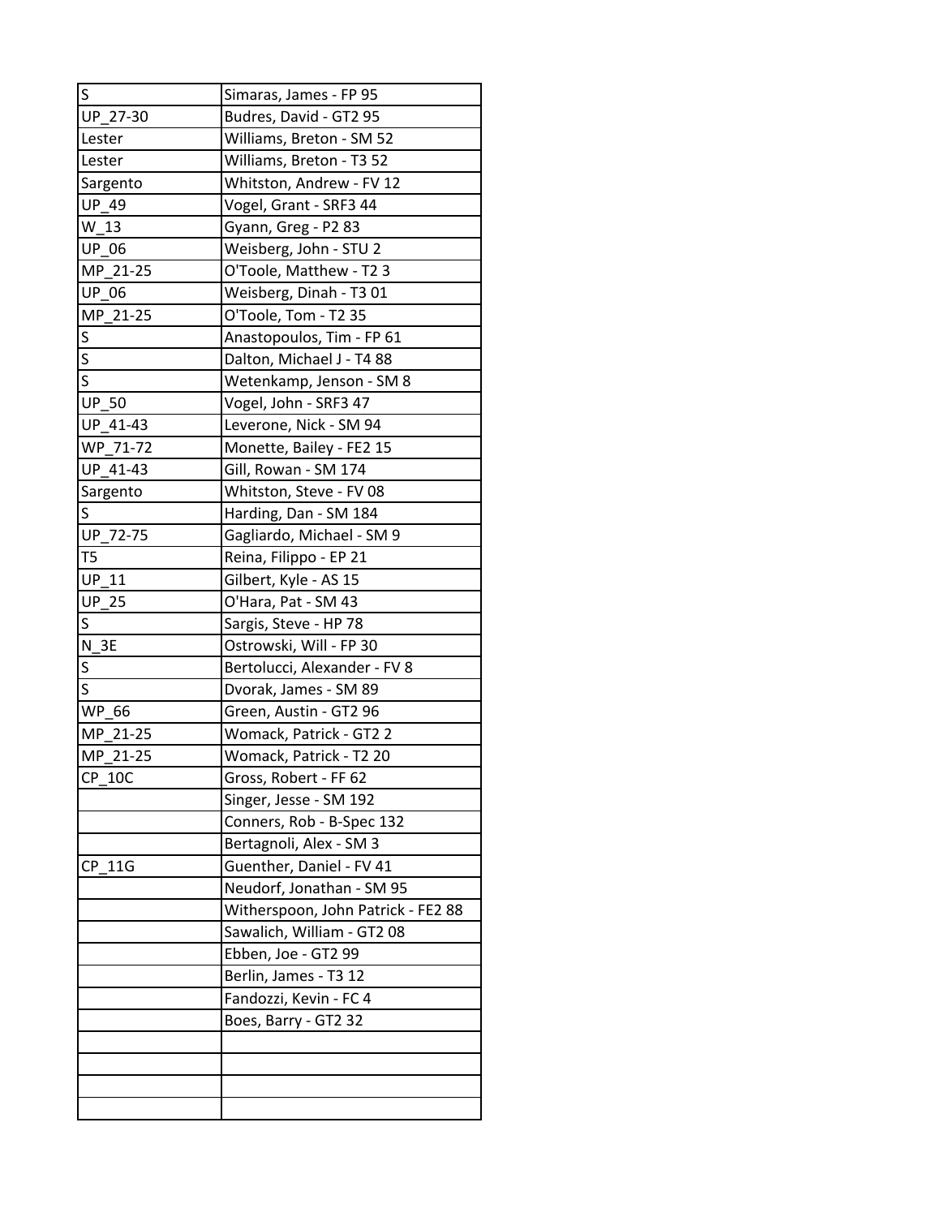| | |
|---|---|
| S | Simaras, James - FP 95 |
| UP_27-30 | Budres, David - GT2 95 |
| Lester | Williams, Breton - SM 52 |
| Lester | Williams, Breton - T3 52 |
| Sargento | Whitston, Andrew - FV 12 |
| UP_49 | Vogel, Grant - SRF3 44 |
| W_13 | Gyann, Greg - P2 83 |
| UP_06 | Weisberg, John - STU 2 |
| MP_21-25 | O'Toole, Matthew - T2 3 |
| UP_06 | Weisberg, Dinah - T3 01 |
| MP_21-25 | O'Toole, Tom - T2 35 |
| S | Anastopoulos, Tim - FP 61 |
| S | Dalton, Michael J - T4 88 |
| S | Wetenkamp, Jenson - SM 8 |
| UP_50 | Vogel, John - SRF3 47 |
| UP_41-43 | Leverone, Nick - SM 94 |
| WP_71-72 | Monette, Bailey - FE2 15 |
| UP_41-43 | Gill, Rowan - SM 174 |
| Sargento | Whitston, Steve - FV 08 |
| S | Harding, Dan - SM 184 |
| UP_72-75 | Gagliardo, Michael - SM 9 |
| T5 | Reina, Filippo - EP 21 |
| UP_11 | Gilbert, Kyle - AS 15 |
| UP_25 | O'Hara, Pat - SM 43 |
| S | Sargis, Steve - HP 78 |
| N_3E | Ostrowski, Will - FP 30 |
| S | Bertolucci, Alexander - FV 8 |
| S | Dvorak, James - SM 89 |
| WP_66 | Green, Austin - GT2 96 |
| MP_21-25 | Womack, Patrick - GT2 2 |
| MP_21-25 | Womack, Patrick - T2 20 |
| CP_10C | Gross, Robert - FF 62 |
| | Singer, Jesse - SM 192 |
| | Conners, Rob - B-Spec 132 |
| | Bertagnoli, Alex - SM 3 |
| CP_11G | Guenther, Daniel - FV 41 |
| | Neudorf, Jonathan - SM 95 |
| | Witherspoon, John Patrick - FE2 88 |
| | Sawalich, William - GT2 08 |
| | Ebben, Joe - GT2 99 |
| | Berlin, James - T3 12 |
| | Fandozzi, Kevin - FC 4 |
| | Boes, Barry - GT2 32 |
| | |
| | |
| | |
| | |